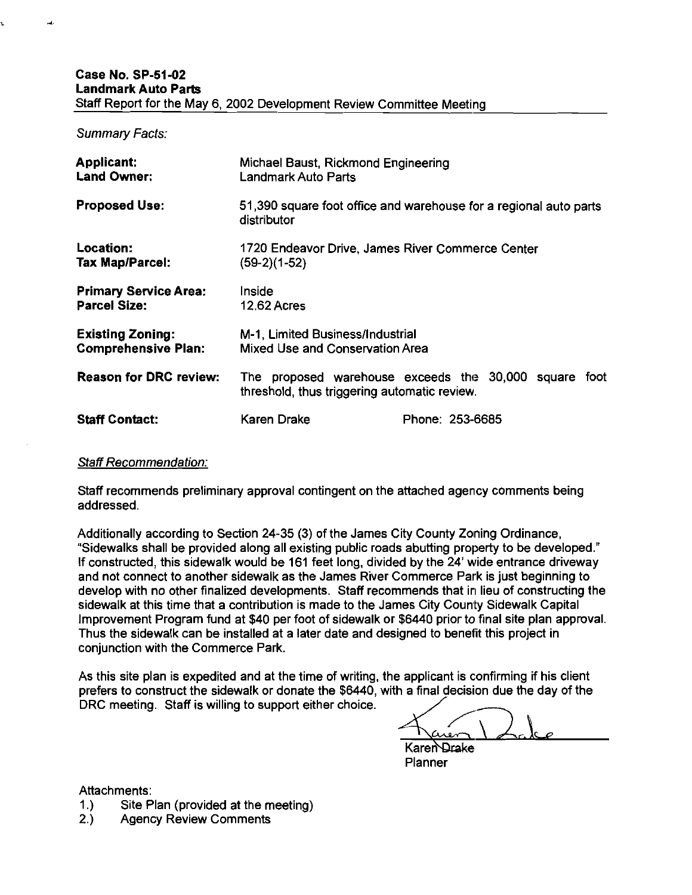**Case No. SP-51-02**
**Landmark Auto Parts**
Staff Report for the May 6, 2002 Development Review Committee Meeting

*Summary Facts:*

| | |
|---|---|
| **Applicant:** | Michael Baust, Rickmond Engineering |
| **Land Owner:** | Landmark Auto Parts |
| **Proposed Use:** | 51,390 square foot office and warehouse for a regional auto parts distributor |
| **Location:** | 1720 Endeavor Drive, James River Commerce Center |
| **Tax Map/Parcel:** | (59-2)(1-52) |
| **Primary Service Area:** | Inside |
| **Parcel Size:** | 12.62 Acres |
| **Existing Zoning:** | M-1, Limited Business/Industrial |
| **Comprehensive Plan:** | Mixed Use and Conservation Area |
| **Reason for DRC review:** | The proposed warehouse exceeds the 30,000 square foot threshold, thus triggering automatic review. |
| **Staff Contact:** | Karen Drake Phone: 253-6685 |

*Staff Recommendation:*

Staff recommends preliminary approval contingent on the attached agency comments being addressed.

Additionally according to Section 24-35 (3) of the James City County Zoning Ordinance, "Sidewalks shall be provided along all existing public roads abutting property to be developed." If constructed, this sidewalk would be 161 feet long, divided by the 24' wide entrance driveway and not connect to another sidewalk as the James River Commerce Park is just beginning to develop with no other finalized developments. Staff recommends that in lieu of constructing the sidewalk at this time that a contribution is made to the James City County Sidewalk Capital Improvement Program fund at $40 per foot of sidewalk or $6440 prior to final site plan approval. Thus the sidewalk can be installed at a later date and designed to benefit this project in conjunction with the Commerce Park.

As this site plan is expedited and at the time of writing, the applicant is confirming if his client prefers to construct the sidewalk or donate the $6440, with a final decision due the day of the DRC meeting. Staff is willing to support either choice.

Karen Drake
Planner

Attachments:
1.) Site Plan (provided at the meeting)
2.) Agency Review Comments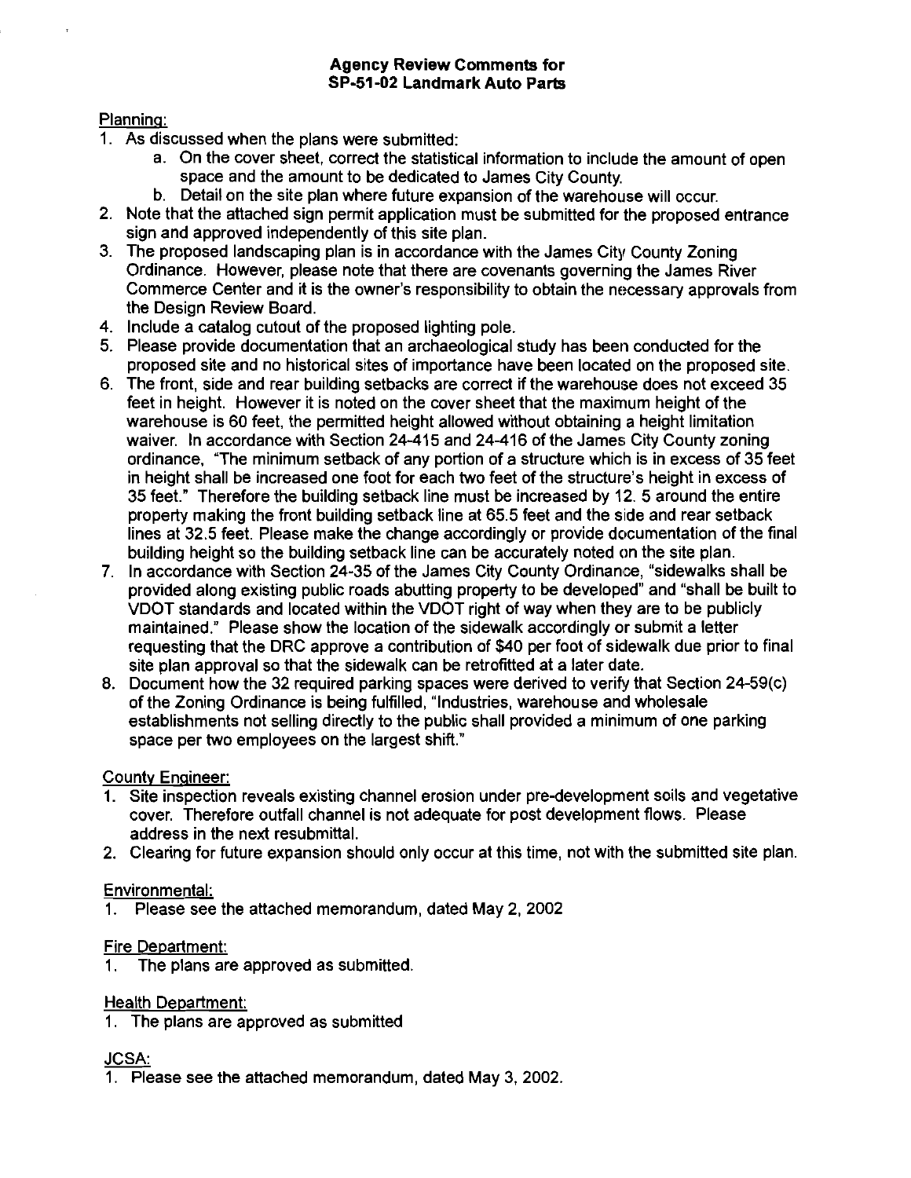**Agency Review Comments for**
**SP-51-02 Landmark Auto Parts**

Planning:

1. As discussed when the plans were submitted:
   a. On the cover sheet, correct the statistical information to include the amount of open space and the amount to be dedicated to James City County.
   b. Detail on the site plan where future expansion of the warehouse will occur.
2. Note that the attached sign permit application must be submitted for the proposed entrance sign and approved independently of this site plan.
3. The proposed landscaping plan is in accordance with the James City County Zoning Ordinance. However, please note that there are covenants governing the James River Commerce Center and it is the owner's responsibility to obtain the necessary approvals from the Design Review Board.
4. Include a catalog cutout of the proposed lighting pole.
5. Please provide documentation that an archaeological study has been conducted for the proposed site and no historical sites of importance have been located on the proposed site.
6. The front, side and rear building setbacks are correct if the warehouse does not exceed 35 feet in height. However it is noted on the cover sheet that the maximum height of the warehouse is 60 feet, the permitted height allowed without obtaining a height limitation waiver. In accordance with Section 24-415 and 24-416 of the James City County zoning ordinance, "The minimum setback of any portion of a structure which is in excess of 35 feet in height shall be increased one foot for each two feet of the structure's height in excess of 35 feet." Therefore the building setback line must be increased by 12. 5 around the entire property making the front building setback line at 65.5 feet and the side and rear setback lines at 32.5 feet. Please make the change accordingly or provide documentation of the final building height so the building setback line can be accurately noted on the site plan.
7. In accordance with Section 24-35 of the James City County Ordinance, "sidewalks shall be provided along existing public roads abutting property to be developed" and "shall be built to VDOT standards and located within the VDOT right of way when they are to be publicly maintained." Please show the location of the sidewalk accordingly or submit a letter requesting that the DRC approve a contribution of $40 per foot of sidewalk due prior to final site plan approval so that the sidewalk can be retrofitted at a later date.
8. Document how the 32 required parking spaces were derived to verify that Section 24-59(c) of the Zoning Ordinance is being fulfilled, "Industries, warehouse and wholesale establishments not selling directly to the public shall provided a minimum of one parking space per two employees on the largest shift."

County Engineer:

1. Site inspection reveals existing channel erosion under pre-development soils and vegetative cover. Therefore outfall channel is not adequate for post development flows. Please address in the next resubmittal.
2. Clearing for future expansion should only occur at this time, not with the submitted site plan.

Environmental:

1. Please see the attached memorandum, dated May 2, 2002

Fire Department:

1. The plans are approved as submitted.

Health Department:

1. The plans are approved as submitted

JCSA:

1. Please see the attached memorandum, dated May 3, 2002.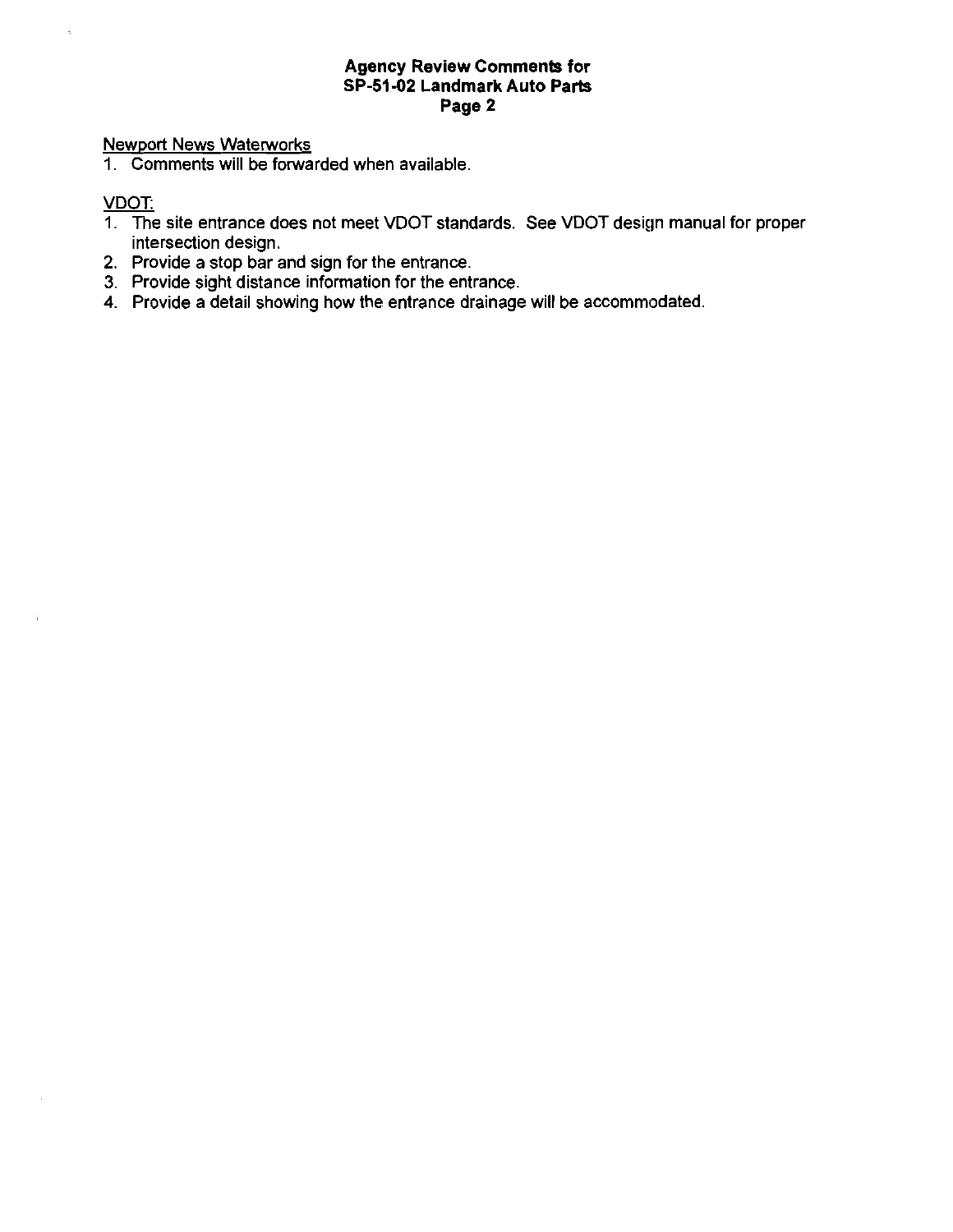**Agency Review Comments for SP-51-02 Landmark Auto Parts Page 2**

Newport News Waterworks

1. Comments will be forwarded when available.

VDOT:

1. The site entrance does not meet VDOT standards. See VDOT design manual for proper intersection design.
2. Provide a stop bar and sign for the entrance.
3. Provide sight distance information for the entrance.
4. Provide a detail showing how the entrance drainage will be accommodated.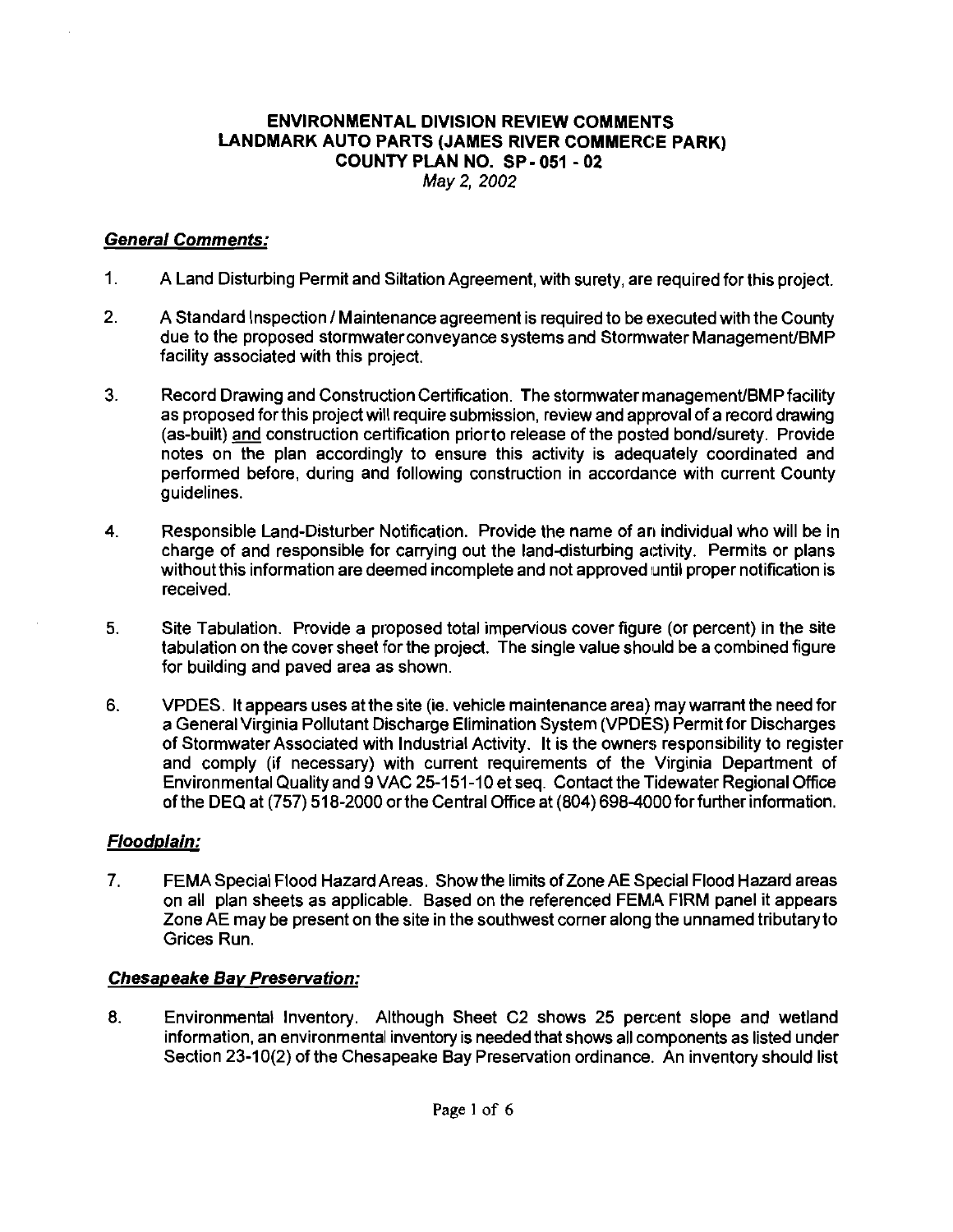**ENVIRONMENTAL DIVISION REVIEW COMMENTS**
**LANDMARK AUTO PARTS (JAMES RIVER COMMERCE PARK)**
**COUNTY PLAN NO. SP - 051 - 02**
*May 2, 2002*

## *General Comments:*

1. A Land Disturbing Permit and Siltation Agreement, with surety, are required for this project.

2. A Standard Inspection / Maintenance agreement is required to be executed with the County due to the proposed stormwater conveyance systems and Stormwater Management/BMP facility associated with this project.

3. Record Drawing and Construction Certification. The stormwater management/BMP facility as proposed for this project will require submission, review and approval of a record drawing (as-built) and construction certification prior to release of the posted bond/surety. Provide notes on the plan accordingly to ensure this activity is adequately coordinated and performed before, during and following construction in accordance with current County guidelines.

4. Responsible Land-Disturber Notification. Provide the name of an individual who will be in charge of and responsible for carrying out the land-disturbing activity. Permits or plans without this information are deemed incomplete and not approved until proper notification is received.

5. Site Tabulation. Provide a proposed total impervious cover figure (or percent) in the site tabulation on the cover sheet for the project. The single value should be a combined figure for building and paved area as shown.

6. VPDES. It appears uses at the site (ie. vehicle maintenance area) may warrant the need for a General Virginia Pollutant Discharge Elimination System (VPDES) Permit for Discharges of Stormwater Associated with Industrial Activity. It is the owners responsibility to register and comply (if necessary) with current requirements of the Virginia Department of Environmental Quality and 9 VAC 25-151-10 et seq. Contact the Tidewater Regional Office of the DEQ at (757) 518-2000 or the Central Office at (804) 698-4000 for further information.

## *Floodplain:*

7. FEMA Special Flood Hazard Areas. Show the limits of Zone AE Special Flood Hazard areas on all plan sheets as applicable. Based on the referenced FEMA FIRM panel it appears Zone AE may be present on the site in the southwest corner along the unnamed tributary to Grices Run.

## *Chesapeake Bay Preservation:*

8. Environmental Inventory. Although Sheet C2 shows 25 percent slope and wetland information, an environmental inventory is needed that shows all components as listed under Section 23-10(2) of the Chesapeake Bay Preservation ordinance. An inventory should list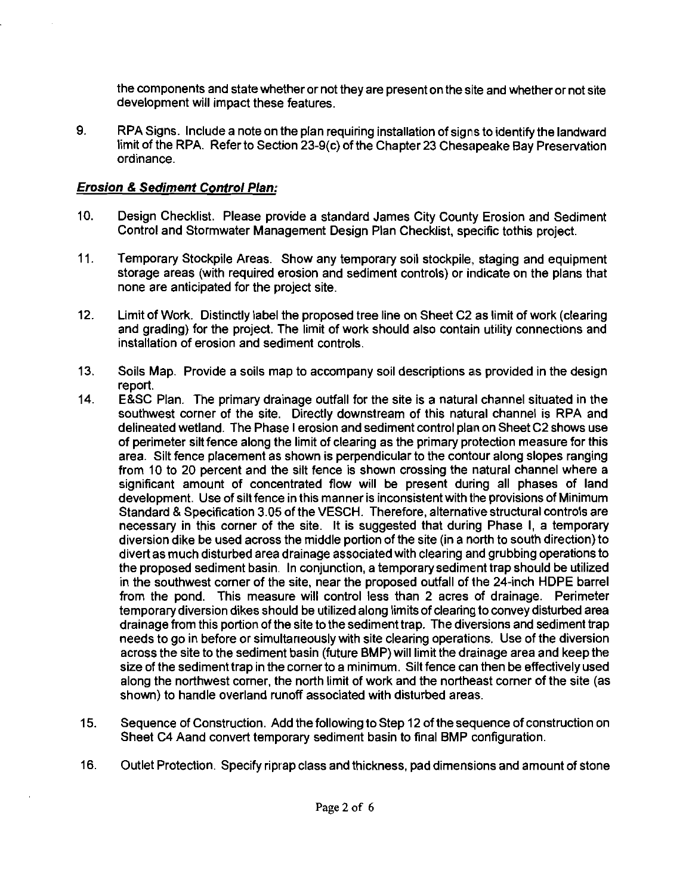the components and state whether or not they are present on the site and whether or not site development will impact these features.

9. RPA Signs. Include a note on the plan requiring installation of signs to identify the landward limit of the RPA. Refer to Section 23-9(c) of the Chapter 23 Chesapeake Bay Preservation ordinance.

***Erosion & Sediment Control Plan:***

10. Design Checklist. Please provide a standard James City County Erosion and Sediment Control and Stormwater Management Design Plan Checklist, specific tothis project.

11. Temporary Stockpile Areas. Show any temporary soil stockpile, staging and equipment storage areas (with required erosion and sediment controls) or indicate on the plans that none are anticipated for the project site.

12. Limit of Work. Distinctly label the proposed tree line on Sheet C2 as limit of work (clearing and grading) for the project. The limit of work should also contain utility connections and installation of erosion and sediment controls.

13. Soils Map. Provide a soils map to accompany soil descriptions as provided in the design report.

14. E&SC Plan. The primary drainage outfall for the site is a natural channel situated in the southwest corner of the site. Directly downstream of this natural channel is RPA and delineated wetland. The Phase I erosion and sediment control plan on Sheet C2 shows use of perimeter silt fence along the limit of clearing as the primary protection measure for this area. Silt fence placement as shown is perpendicular to the contour along slopes ranging from 10 to 20 percent and the silt fence is shown crossing the natural channel where a significant amount of concentrated flow will be present during all phases of land development. Use of silt fence in this manner is inconsistent with the provisions of Minimum Standard & Specification 3.05 of the VESCH. Therefore, alternative structural controls are necessary in this corner of the site. It is suggested that during Phase I, a temporary diversion dike be used across the middle portion of the site (in a north to south direction) to divert as much disturbed area drainage associated with clearing and grubbing operations to the proposed sediment basin. In conjunction, a temporary sediment trap should be utilized in the southwest corner of the site, near the proposed outfall of the 24-inch HDPE barrel from the pond. This measure will control less than 2 acres of drainage. Perimeter temporary diversion dikes should be utilized along limits of clearing to convey disturbed area drainage from this portion of the site to the sediment trap. The diversions and sediment trap needs to go in before or simultaneously with site clearing operations. Use of the diversion across the site to the sediment basin (future BMP) will limit the drainage area and keep the size of the sediment trap in the corner to a minimum. Silt fence can then be effectively used along the northwest corner, the north limit of work and the northeast corner of the site (as shown) to handle overland runoff associated with disturbed areas.

15. Sequence of Construction. Add the following to Step 12 of the sequence of construction on Sheet C4 Aand convert temporary sediment basin to final BMP configuration.

16. Outlet Protection. Specify riprap class and thickness, pad dimensions and amount of stone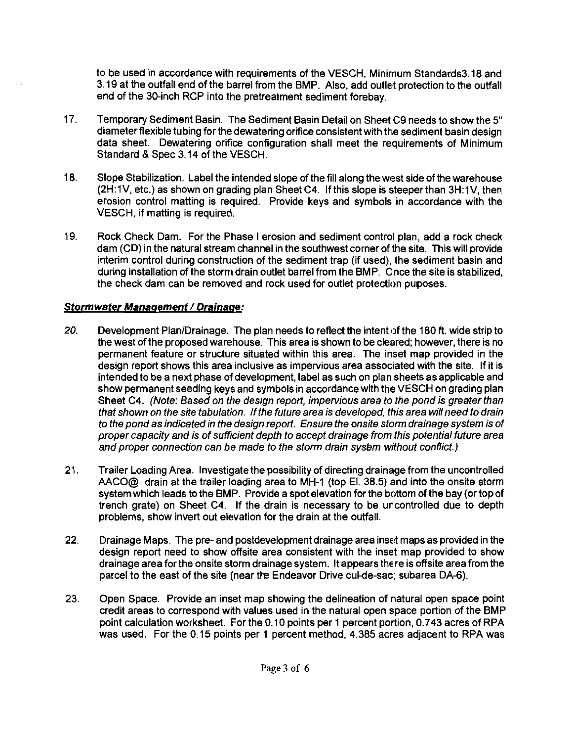to be used in accordance with requirements of the VESCH, Minimum Standards3.18 and 3.19 at the outfall end of the barrel from the BMP. Also, add outlet protection to the outfall end of the 30-inch RCP into the pretreatment sediment forebay.

17. Temporary Sediment Basin. The Sediment Basin Detail on Sheet C9 needs to show the 5" diameter flexible tubing for the dewatering orifice consistent with the sediment basin design data sheet. Dewatering orifice configuration shall meet the requirements of Minimum Standard & Spec 3.14 of the VESCH.

18. Slope Stabilization. Label the intended slope of the fill along the west side of the warehouse (2H:1V, etc.) as shown on grading plan Sheet C4. If this slope is steeper than 3H:1V, then erosion control matting is required. Provide keys and symbols in accordance with the VESCH, if matting is required.

19. Rock Check Dam. For the Phase I erosion and sediment control plan, add a rock check dam (CD) in the natural stream channel in the southwest corner of the site. This will provide interim control during construction of the sediment trap (if used), the sediment basin and during installation of the storm drain outlet barrel from the BMP. Once the site is stabilized, the check dam can be removed and rock used for outlet protection puposes.

***Stormwater Management / Drainage:***

20. Development Plan/Drainage. The plan needs to reflect the intent of the 180 ft. wide strip to the west of the proposed warehouse. This area is shown to be cleared; however, there is no permanent feature or structure situated within this area. The inset map provided in the design report shows this area inclusive as impervious area associated with the site. If it is intended to be a next phase of development, label as such on plan sheets as applicable and show permanent seeding keys and symbols in accordance with the VESCH on grading plan Sheet C4. *(Note: Based on the design report, impervious area to the pond is greater than that shown on the site tabulation. If the future area is developed, this area will need to drain to the pond as indicated in the design report. Ensure the onsite storm drainage system is of proper capacity and is of sufficient depth to accept drainage from this potential future area and proper connection can be made to the storm drain system without conflict.)*

21. Trailer Loading Area. Investigate the possibility of directing drainage from the uncontrolled AACO@ drain at the trailer loading area to MH-1 (top El. 38.5) and into the onsite storm system which leads to the BMP. Provide a spot elevation for the bottom of the bay (or top of trench grate) on Sheet C4. If the drain is necessary to be uncontrolled due to depth problems, show invert out elevation for the drain at the outfall.

22. Drainage Maps. The pre- and postdevelopment drainage area inset maps as provided in the design report need to show offsite area consistent with the inset map provided to show drainage area for the onsite storm drainage system. It appears there is offsite area from the parcel to the east of the site (near the Endeavor Drive cul-de-sac; subarea DA-6).

23. Open Space. Provide an inset map showing the delineation of natural open space point credit areas to correspond with values used in the natural open space portion of the BMP point calculation worksheet. For the 0.10 points per 1 percent portion, 0.743 acres of RPA was used. For the 0.15 points per 1 percent method, 4.385 acres adjacent to RPA was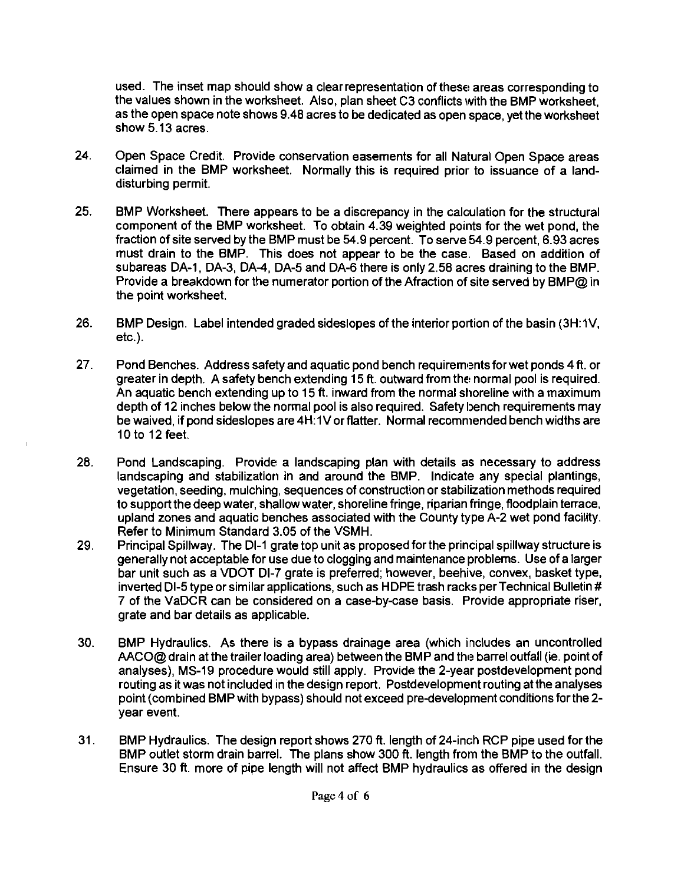used. The inset map should show a clear representation of these areas corresponding to the values shown in the worksheet. Also, plan sheet C3 conflicts with the BMP worksheet, as the open space note shows 9.48 acres to be dedicated as open space, yet the worksheet show 5.13 acres.

24. Open Space Credit. Provide conservation easements for all Natural Open Space areas claimed in the BMP worksheet. Normally this is required prior to issuance of a land-disturbing permit.

25. BMP Worksheet. There appears to be a discrepancy in the calculation for the structural component of the BMP worksheet. To obtain 4.39 weighted points for the wet pond, the fraction of site served by the BMP must be 54.9 percent. To serve 54.9 percent, 6.93 acres must drain to the BMP. This does not appear to be the case. Based on addition of subareas DA-1, DA-3, DA-4, DA-5 and DA-6 there is only 2.58 acres draining to the BMP. Provide a breakdown for the numerator portion of the Afraction of site served by BMP@ in the point worksheet.

26. BMP Design. Label intended graded sideslopes of the interior portion of the basin (3H:1V, etc.).

27. Pond Benches. Address safety and aquatic pond bench requirements for wet ponds 4 ft. or greater in depth. A safety bench extending 15 ft. outward from the normal pool is required. An aquatic bench extending up to 15 ft. inward from the normal shoreline with a maximum depth of 12 inches below the normal pool is also required. Safety bench requirements may be waived, if pond sideslopes are 4H:1V or flatter. Normal recommended bench widths are 10 to 12 feet.

28. Pond Landscaping. Provide a landscaping plan with details as necessary to address landscaping and stabilization in and around the BMP. Indicate any special plantings, vegetation, seeding, mulching, sequences of construction or stabilization methods required to support the deep water, shallow water, shoreline fringe, riparian fringe, floodplain terrace, upland zones and aquatic benches associated with the County type A-2 wet pond facility. Refer to Minimum Standard 3.05 of the VSMH.

29. Principal Spillway. The DI-1 grate top unit as proposed for the principal spillway structure is generally not acceptable for use due to clogging and maintenance problems. Use of a larger bar unit such as a VDOT DI-7 grate is preferred; however, beehive, convex, basket type, inverted DI-5 type or similar applications, such as HDPE trash racks per Technical Bulletin # 7 of the VaDCR can be considered on a case-by-case basis. Provide appropriate riser, grate and bar details as applicable.

30. BMP Hydraulics. As there is a bypass drainage area (which includes an uncontrolled AACO@ drain at the trailer loading area) between the BMP and the barrel outfall (ie. point of analyses), MS-19 procedure would still apply. Provide the 2-year postdevelopment pond routing as it was not included in the design report. Postdevelopment routing at the analyses point (combined BMP with bypass) should not exceed pre-development conditions for the 2-year event.

31. BMP Hydraulics. The design report shows 270 ft. length of 24-inch RCP pipe used for the BMP outlet storm drain barrel. The plans show 300 ft. length from the BMP to the outfall. Ensure 30 ft. more of pipe length will not affect BMP hydraulics as offered in the design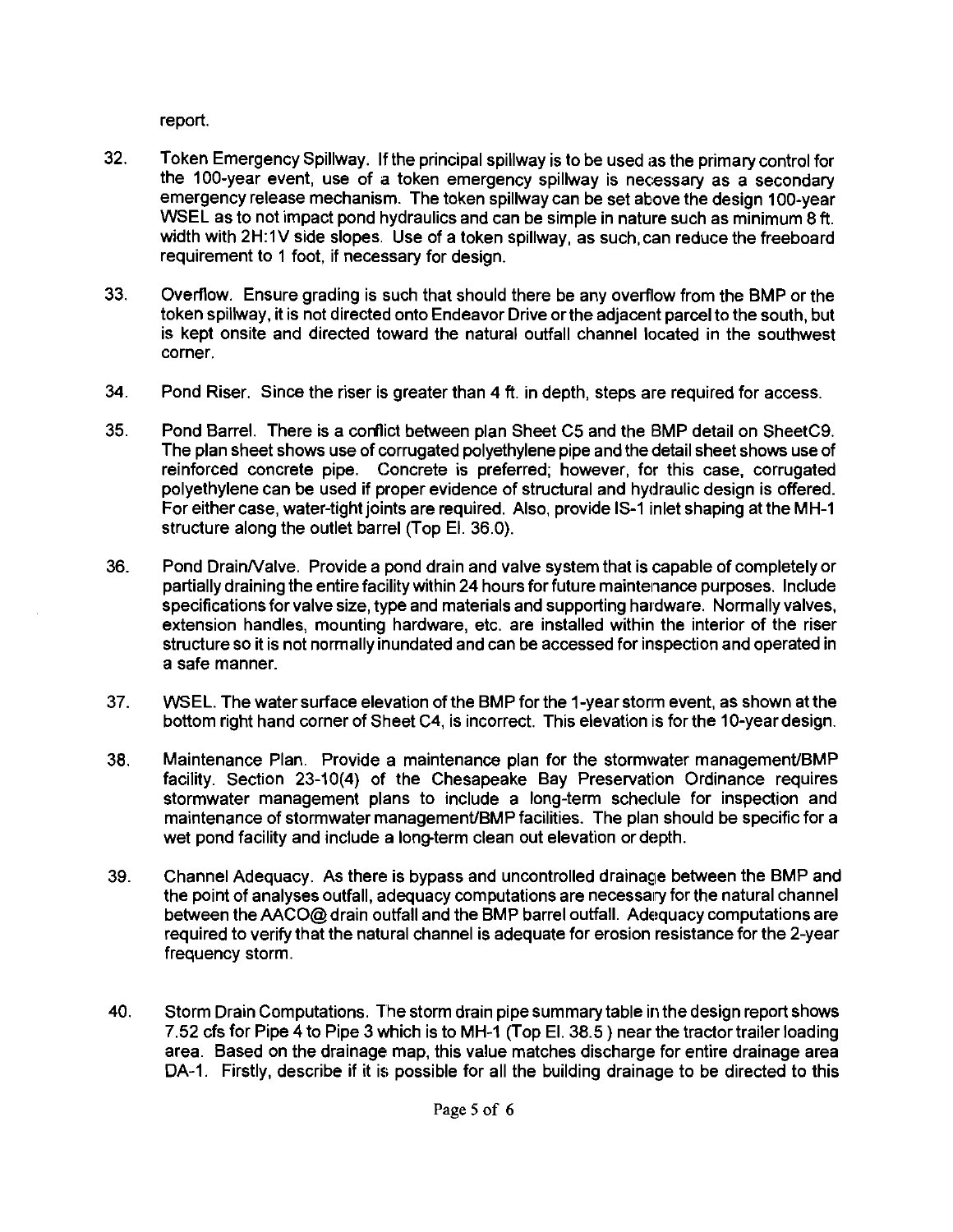report.

32. Token Emergency Spillway. If the principal spillway is to be used as the primary control for the 100-year event, use of a token emergency spillway is necessary as a secondary emergency release mechanism. The token spillway can be set above the design 100-year WSEL as to not impact pond hydraulics and can be simple in nature such as minimum 8 ft. width with 2H:1V side slopes. Use of a token spillway, as such, can reduce the freeboard requirement to 1 foot, if necessary for design.

33. Overflow. Ensure grading is such that should there be any overflow from the BMP or the token spillway, it is not directed onto Endeavor Drive or the adjacent parcel to the south, but is kept onsite and directed toward the natural outfall channel located in the southwest corner.

34. Pond Riser. Since the riser is greater than 4 ft. in depth, steps are required for access.

35. Pond Barrel. There is a conflict between plan Sheet C5 and the BMP detail on SheetC9. The plan sheet shows use of corrugated polyethylene pipe and the detail sheet shows use of reinforced concrete pipe. Concrete is preferred; however, for this case, corrugated polyethylene can be used if proper evidence of structural and hydraulic design is offered. For either case, water-tight joints are required. Also, provide IS-1 inlet shaping at the MH-1 structure along the outlet barrel (Top El. 36.0).

36. Pond Drain/Valve. Provide a pond drain and valve system that is capable of completely or partially draining the entire facility within 24 hours for future maintenance purposes. Include specifications for valve size, type and materials and supporting hardware. Normally valves, extension handles, mounting hardware, etc. are installed within the interior of the riser structure so it is not normally inundated and can be accessed for inspection and operated in a safe manner.

37. WSEL. The water surface elevation of the BMP for the 1-year storm event, as shown at the bottom right hand corner of Sheet C4, is incorrect. This elevation is for the 10-year design.

38. Maintenance Plan. Provide a maintenance plan for the stormwater management/BMP facility. Section 23-10(4) of the Chesapeake Bay Preservation Ordinance requires stormwater management plans to include a long-term schedule for inspection and maintenance of stormwater management/BMP facilities. The plan should be specific for a wet pond facility and include a long-term clean out elevation or depth.

39. Channel Adequacy. As there is bypass and uncontrolled drainage between the BMP and the point of analyses outfall, adequacy computations are necessary for the natural channel between the AACO@ drain outfall and the BMP barrel outfall. Adequacy computations are required to verify that the natural channel is adequate for erosion resistance for the 2-year frequency storm.

40. Storm Drain Computations. The storm drain pipe summary table in the design report shows 7.52 cfs for Pipe 4 to Pipe 3 which is to MH-1 (Top El. 38.5 ) near the tractor trailer loading area. Based on the drainage map, this value matches discharge for entire drainage area DA-1. Firstly, describe if it is possible for all the building drainage to be directed to this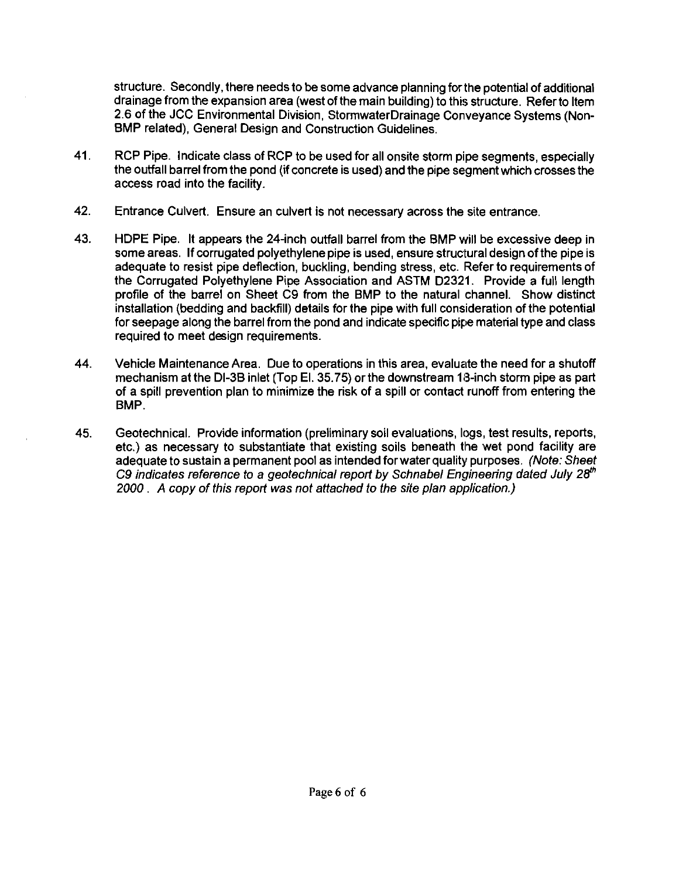structure. Secondly, there needs to be some advance planning for the potential of additional drainage from the expansion area (west of the main building) to this structure. Refer to Item 2.6 of the JCC Environmental Division, StormwaterDrainage Conveyance Systems (Non-BMP related), General Design and Construction Guidelines.

41. RCP Pipe. Indicate class of RCP to be used for all onsite storm pipe segments, especially the outfall barrel from the pond (if concrete is used) and the pipe segment which crosses the access road into the facility.

42. Entrance Culvert. Ensure an culvert is not necessary across the site entrance.

43. HDPE Pipe. It appears the 24-inch outfall barrel from the BMP will be excessive deep in some areas. If corrugated polyethylene pipe is used, ensure structural design of the pipe is adequate to resist pipe deflection, buckling, bending stress, etc. Refer to requirements of the Corrugated Polyethylene Pipe Association and ASTM D2321. Provide a full length profile of the barrel on Sheet C9 from the BMP to the natural channel. Show distinct installation (bedding and backfill) details for the pipe with full consideration of the potential for seepage along the barrel from the pond and indicate specific pipe material type and class required to meet design requirements.

44. Vehicle Maintenance Area. Due to operations in this area, evaluate the need for a shutoff mechanism at the DI-3B inlet (Top El. 35.75) or the downstream 18-inch storm pipe as part of a spill prevention plan to minimize the risk of a spill or contact runoff from entering the BMP.

45. Geotechnical. Provide information (preliminary soil evaluations, logs, test results, reports, etc.) as necessary to substantiate that existing soils beneath the wet pond facility are adequate to sustain a permanent pool as intended for water quality purposes. *(Note: Sheet C9 indicates reference to a geotechnical report by Schnabel Engineering dated July 28th 2000 . A copy of this report was not attached to the site plan application.)*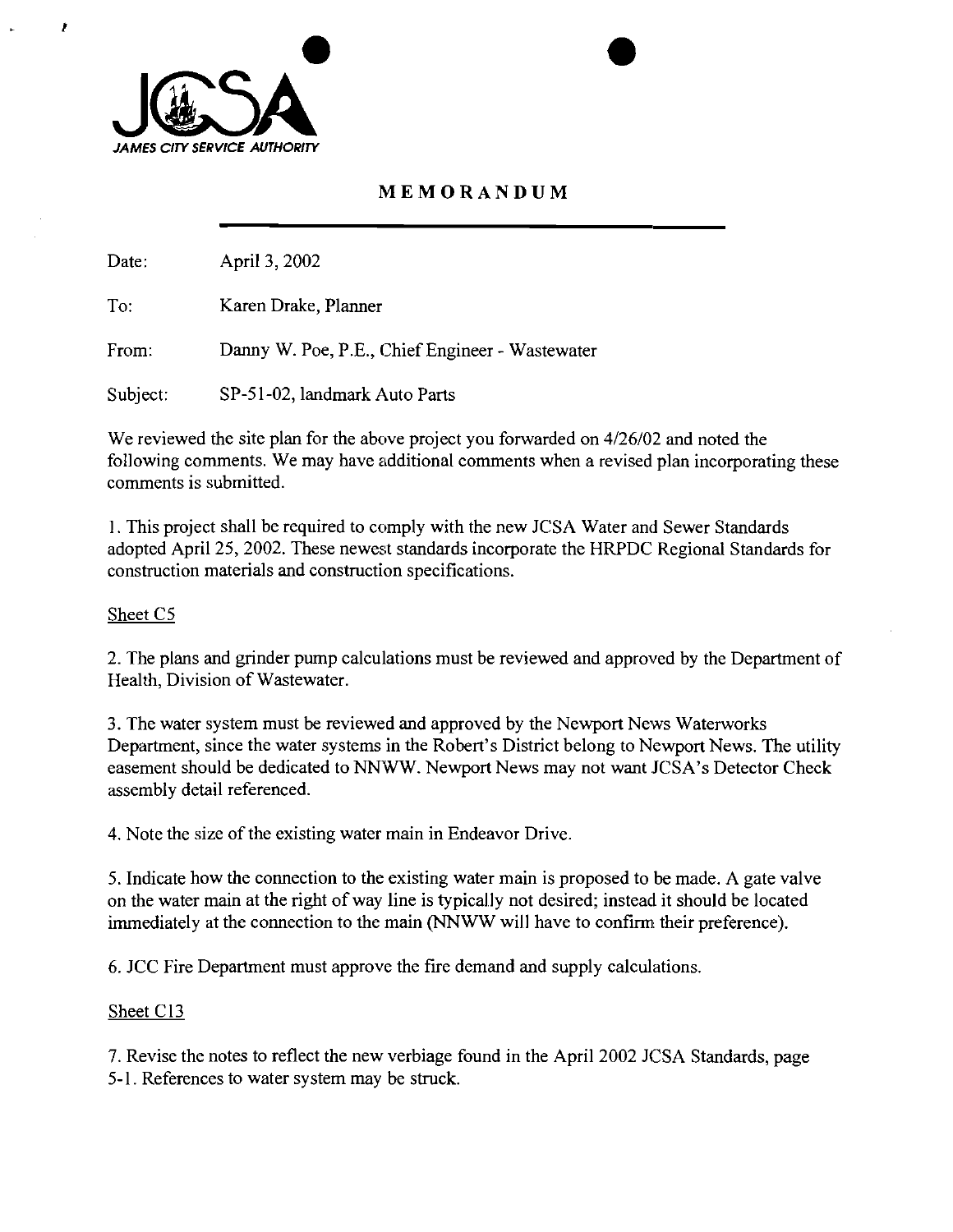JCSA
*JAMES CITY SERVICE AUTHORITY*

# MEMORANDUM

Date: April 3, 2002

To: Karen Drake, Planner

From: Danny W. Poe, P.E., Chief Engineer - Wastewater

Subject: SP-51-02, landmark Auto Parts

We reviewed the site plan for the above project you forwarded on 4/26/02 and noted the following comments. We may have additional comments when a revised plan incorporating these comments is submitted.

1. This project shall be required to comply with the new JCSA Water and Sewer Standards adopted April 25, 2002. These newest standards incorporate the HRPDC Regional Standards for construction materials and construction specifications.

<u>Sheet C5</u>

2. The plans and grinder pump calculations must be reviewed and approved by the Department of Health, Division of Wastewater.

3. The water system must be reviewed and approved by the Newport News Waterworks Department, since the water systems in the Robert's District belong to Newport News. The utility easement should be dedicated to NNWW. Newport News may not want JCSA's Detector Check assembly detail referenced.

4. Note the size of the existing water main in Endeavor Drive.

5. Indicate how the connection to the existing water main is proposed to be made. A gate valve on the water main at the right of way line is typically not desired; instead it should be located immediately at the connection to the main (NNWW will have to confirm their preference).

6. JCC Fire Department must approve the fire demand and supply calculations.

<u>Sheet C13</u>

7. Revise the notes to reflect the new verbiage found in the April 2002 JCSA Standards, page 5-1. References to water system may be struck.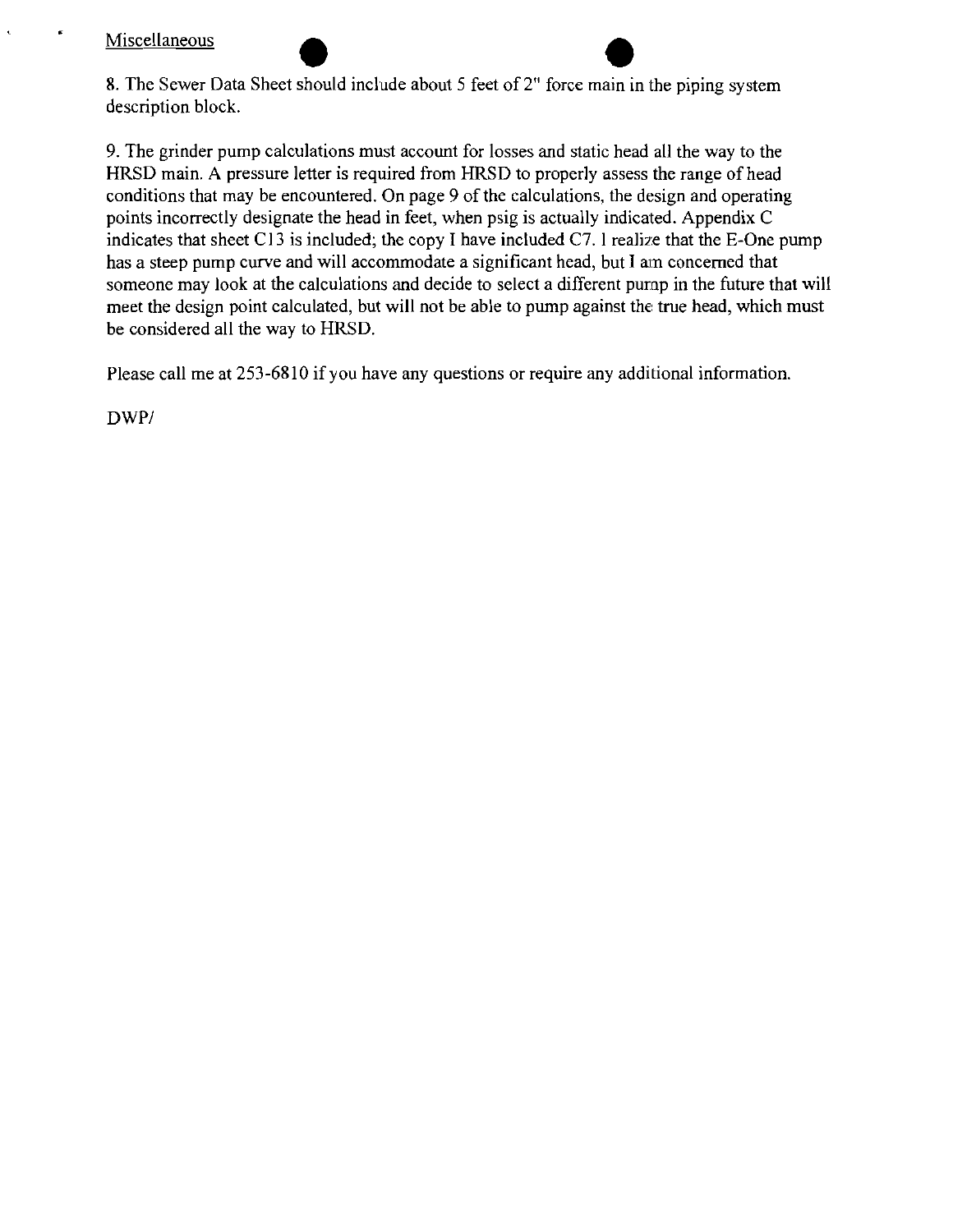<u>Miscellaneous</u>

8. The Sewer Data Sheet should include about 5 feet of 2" force main in the piping system description block.

9. The grinder pump calculations must account for losses and static head all the way to the HRSD main. A pressure letter is required from HRSD to properly assess the range of head conditions that may be encountered. On page 9 of the calculations, the design and operating points incorrectly designate the head in feet, when psig is actually indicated. Appendix C indicates that sheet C13 is included; the copy I have included C7. I realize that the E-One pump has a steep pump curve and will accommodate a significant head, but I am concerned that someone may look at the calculations and decide to select a different pump in the future that will meet the design point calculated, but will not be able to pump against the true head, which must be considered all the way to HRSD.

Please call me at 253-6810 if you have any questions or require any additional information.

DWP/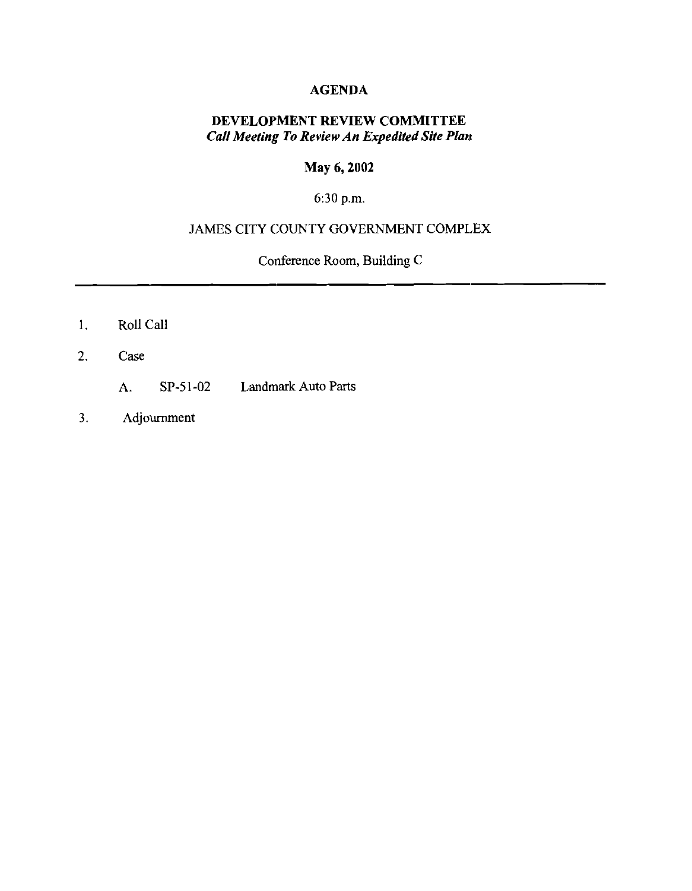# AGENDA

## DEVELOPMENT REVIEW COMMITTEE
***Call Meeting To Review An Expedited Site Plan***

**May 6, 2002**

6:30 p.m.

JAMES CITY COUNTY GOVERNMENT COMPLEX

Conference Room, Building C

---

1. Roll Call

2. Case

   A. SP-51-02 Landmark Auto Parts

3. Adjournment